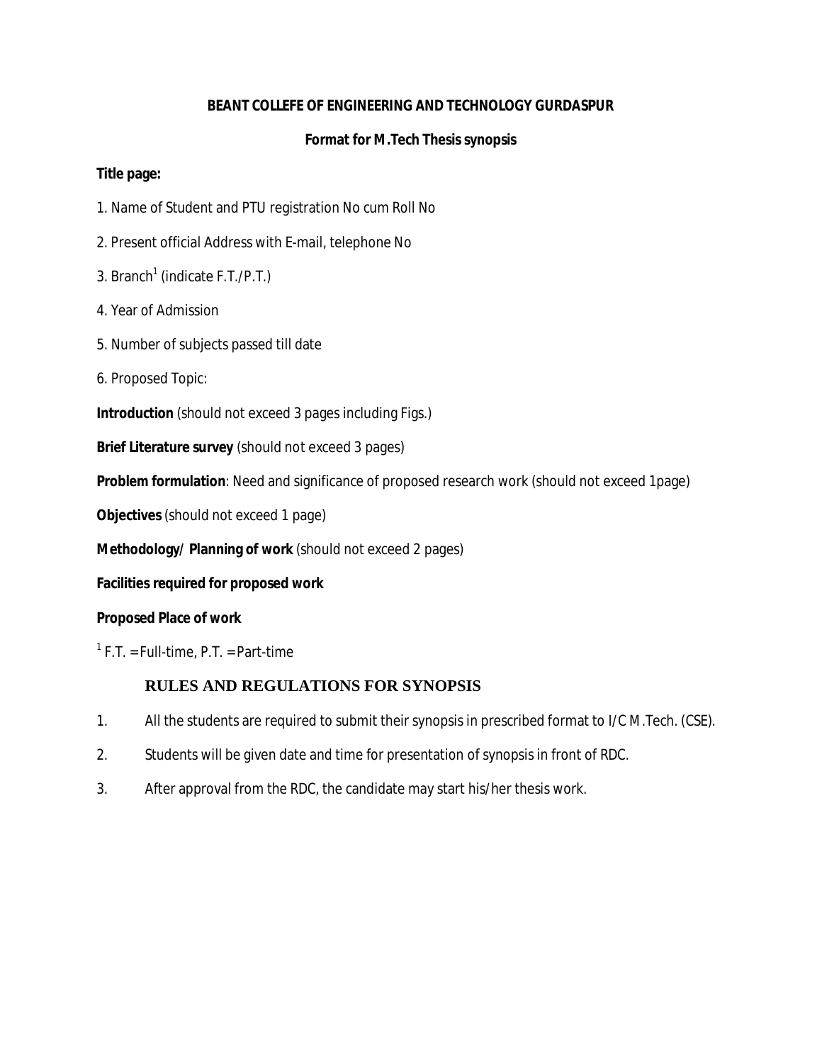# BEANT COLLEFE OF ENGINEERING AND TECHNOLOGY GURDASPUR

## Format for M.Tech Thesis synopsis

**Title page:**

1. Name of Student and PTU registration No cum Roll No
2. Present official Address with E-mail, telephone No
3. Branch[1] (indicate F.T./P.T.)
4. Year of Admission
5. Number of subjects passed till date
6. Proposed Topic:

**Introduction** (should not exceed 3 pages including Figs.)

**Brief Literature survey** (should not exceed 3 pages)

**Problem formulation**: Need and significance of proposed research work (should not exceed 1page)

**Objectives** (should not exceed 1 page)

**Methodology/ Planning of work** (should not exceed 2 pages)

**Facilities required for proposed work**

**Proposed Place of work**

[1] F.T. = Full-time, P.T. = Part-time

## RULES AND REGULATIONS FOR SYNOPSIS

1. All the students are required to submit their synopsis in prescribed format to I/C M.Tech. (CSE).
2. Students will be given date and time for presentation of synopsis in front of RDC.
3. After approval from the RDC, the candidate may start his/her thesis work.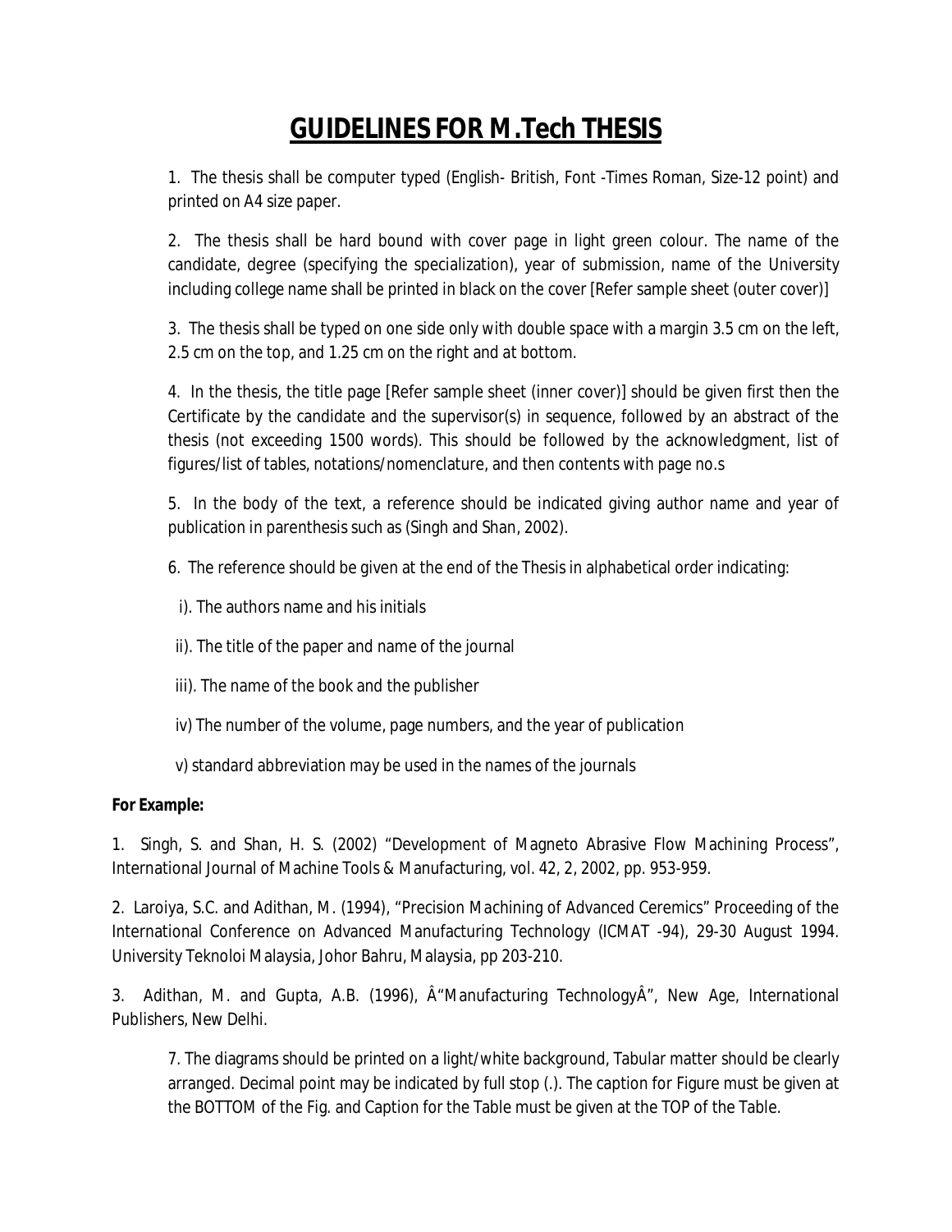# GUIDELINES FOR M.Tech THESIS

1. The thesis shall be computer typed (English- British, Font -Times Roman, Size-12 point) and printed on A4 size paper.

2. The thesis shall be hard bound with cover page in light green colour. The name of the candidate, degree (specifying the specialization), year of submission, name of the University including college name shall be printed in black on the cover [Refer sample sheet (outer cover)]

3. The thesis shall be typed on one side only with double space with a margin 3.5 cm on the left, 2.5 cm on the top, and 1.25 cm on the right and at bottom.

4. In the thesis, the title page [Refer sample sheet (inner cover)] should be given first then the Certificate by the candidate and the supervisor(s) in sequence, followed by an abstract of the thesis (not exceeding 1500 words). This should be followed by the acknowledgment, list of figures/list of tables, notations/nomenclature, and then contents with page no.s

5. In the body of the text, a reference should be indicated giving author name and year of publication in parenthesis such as (Singh and Shan, 2002).

6. The reference should be given at the end of the Thesis in alphabetical order indicating:

   i). The authors name and his initials

   ii). The title of the paper and name of the journal

   iii). The name of the book and the publisher

   iv) The number of the volume, page numbers, and the year of publication

   v) standard abbreviation may be used in the names of the journals

**For Example:**

1. Singh, S. and Shan, H. S. (2002) "Development of Magneto Abrasive Flow Machining Process", International Journal of Machine Tools & Manufacturing, vol. 42, 2, 2002, pp. 953-959.

2. Laroiya, S.C. and Adithan, M. (1994), "Precision Machining of Advanced Ceremics" Proceeding of the International Conference on Advanced Manufacturing Technology (ICMAT -94), 29-30 August 1994. University Teknoloi Malaysia, Johor Bahru, Malaysia, pp 203-210.

3. Adithan, M. and Gupta, A.B. (1996), Â"Manufacturing TechnologyÂ", New Age, International Publishers, New Delhi.

7. The diagrams should be printed on a light/white background, Tabular matter should be clearly arranged. Decimal point may be indicated by full stop (.). The caption for Figure must be given at the BOTTOM of the Fig. and Caption for the Table must be given at the TOP of the Table.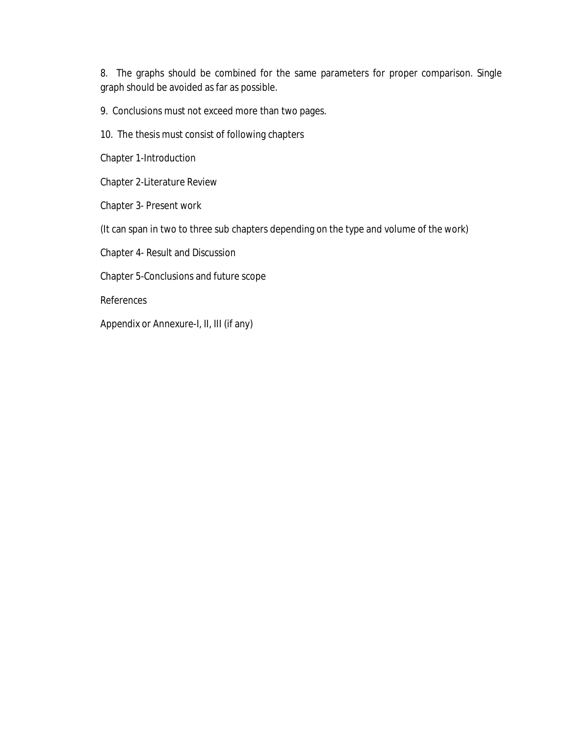8. The graphs should be combined for the same parameters for proper comparison. Single graph should be avoided as far as possible.

9. Conclusions must not exceed more than two pages.

10. The thesis must consist of following chapters

Chapter 1-Introduction

Chapter 2-Literature Review

Chapter 3- Present work

(It can span in two to three sub chapters depending on the type and volume of the work)

Chapter 4- Result and Discussion

Chapter 5-Conclusions and future scope

References

Appendix or Annexure-I, II, III (if any)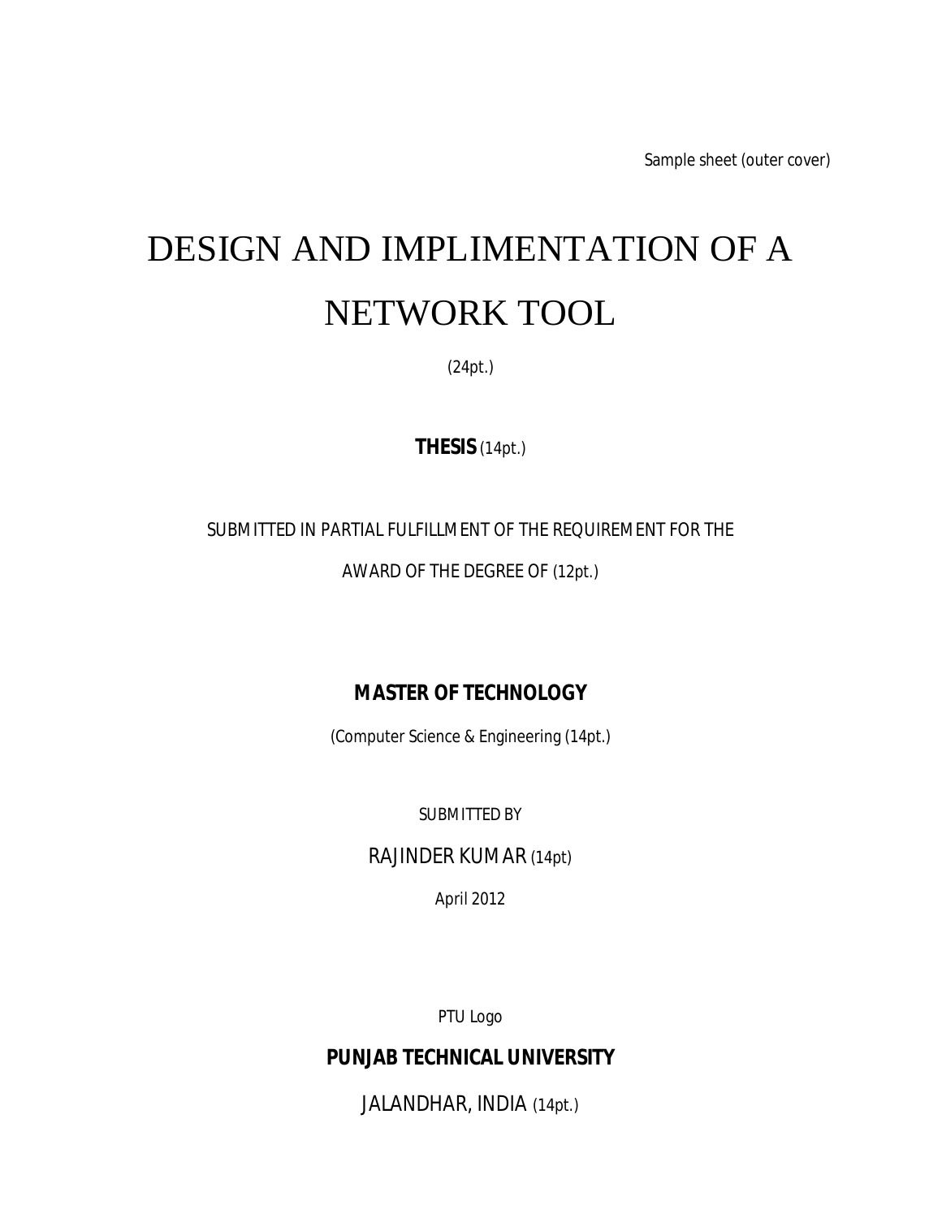Sample sheet (outer cover)

# DESIGN AND IMPLIMENTATION OF A NETWORK TOOL

(24pt.)

**THESIS** (14pt.)

SUBMITTED IN PARTIAL FULFILLMENT OF THE REQUIREMENT FOR THE

AWARD OF THE DEGREE OF (12pt.)

**MASTER OF TECHNOLOGY**

(Computer Science & Engineering (14pt.)

SUBMITTED BY

RAJINDER KUMAR (14pt)

April 2012

PTU Logo

**PUNJAB TECHNICAL UNIVERSITY**

JALANDHAR, INDIA (14pt.)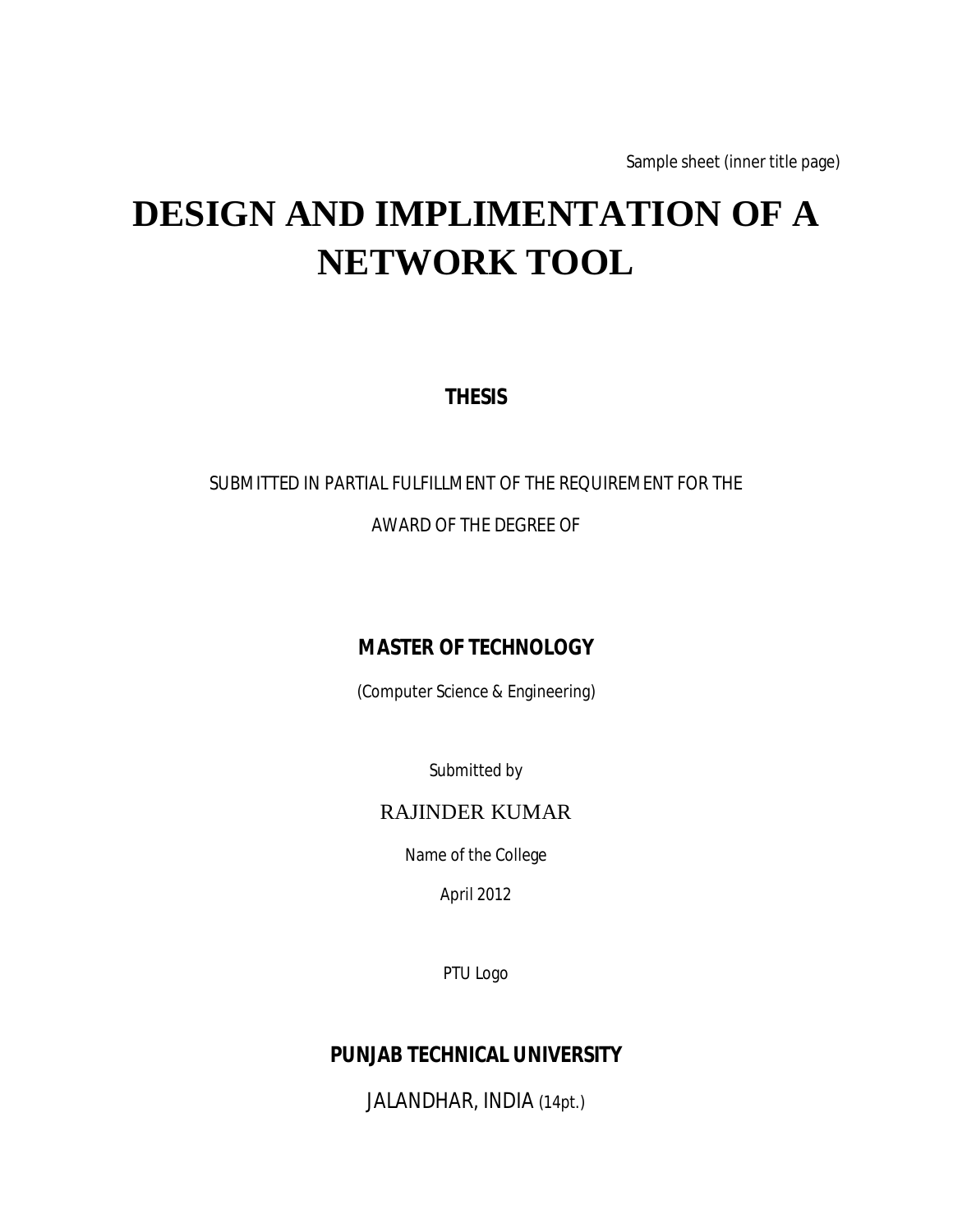Sample sheet (inner title page)

# DESIGN AND IMPLIMENTATION OF A NETWORK TOOL

**THESIS**

SUBMITTED IN PARTIAL FULFILLMENT OF THE REQUIREMENT FOR THE

AWARD OF THE DEGREE OF

**MASTER OF TECHNOLOGY**

(Computer Science & Engineering)

Submitted by

RAJINDER KUMAR

Name of the College

April 2012

PTU Logo

**PUNJAB TECHNICAL UNIVERSITY**

JALANDHAR, INDIA (14pt.)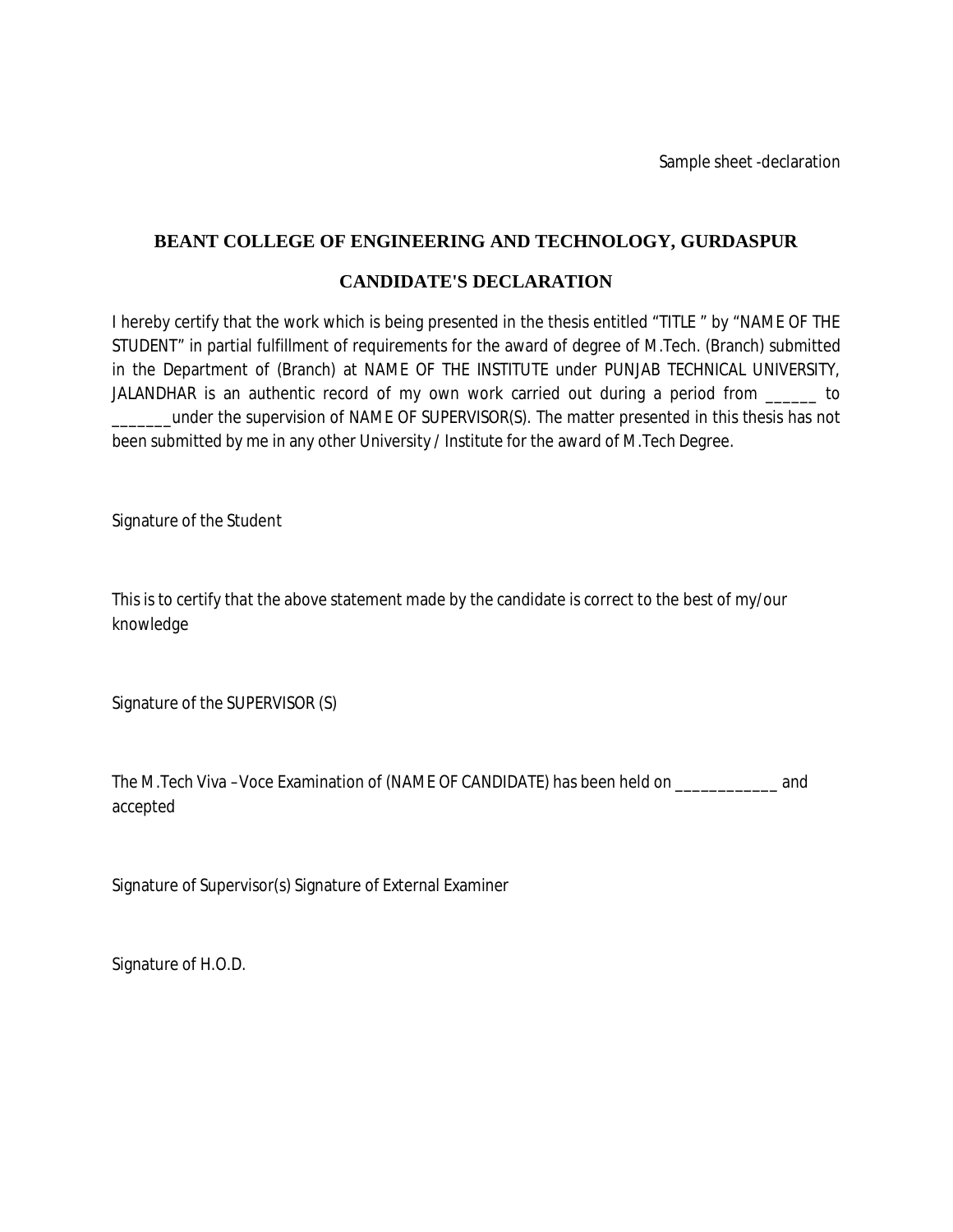Sample sheet -declaration

## BEANT COLLEGE OF ENGINEERING AND TECHNOLOGY, GURDASPUR

## CANDIDATE'S DECLARATION

I hereby certify that the work which is being presented in the thesis entitled "TITLE " by "NAME OF THE STUDENT" in partial fulfillment of requirements for the award of degree of M.Tech. (Branch) submitted in the Department of (Branch) at NAME OF THE INSTITUTE under PUNJAB TECHNICAL UNIVERSITY, JALANDHAR is an authentic record of my own work carried out during a period from ______ to _______under the supervision of NAME OF SUPERVISOR(S). The matter presented in this thesis has not been submitted by me in any other University / Institute for the award of M.Tech Degree.

Signature of the Student

This is to certify that the above statement made by the candidate is correct to the best of my/our knowledge

Signature of the SUPERVISOR (S)

The M.Tech Viva –Voce Examination of (NAME OF CANDIDATE) has been held on ____________ and accepted

Signature of Supervisor(s) Signature of External Examiner

Signature of H.O.D.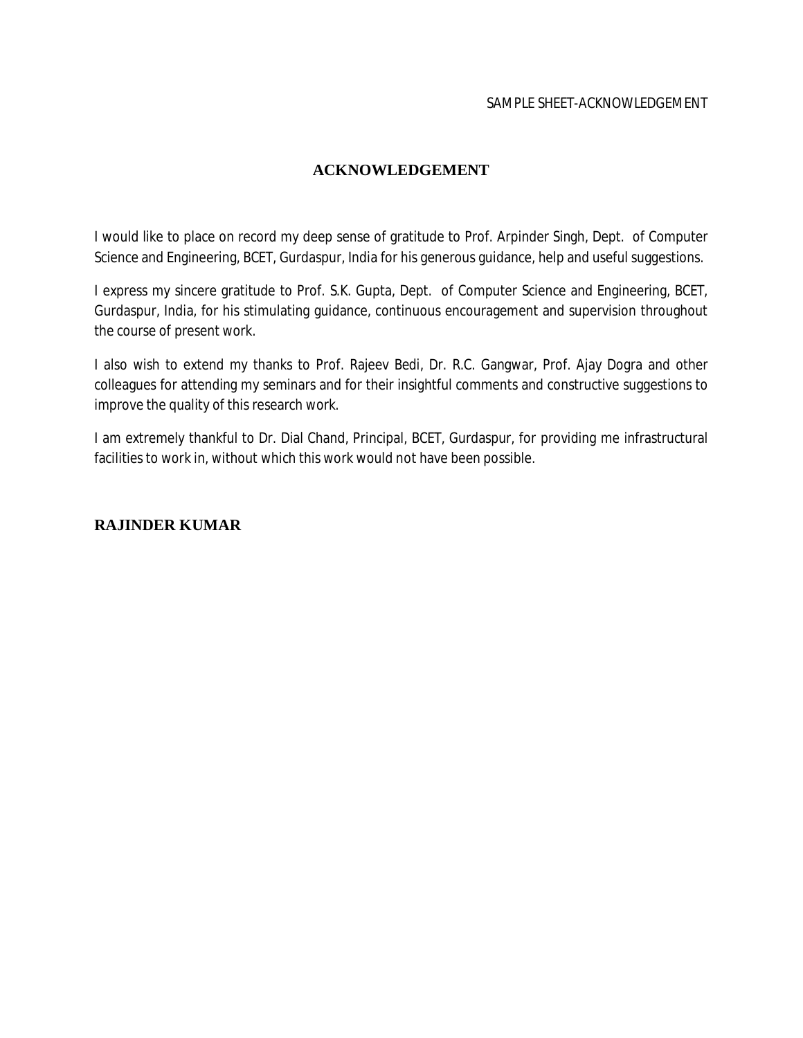SAMPLE SHEET-ACKNOWLEDGEMENT

# ACKNOWLEDGEMENT

I would like to place on record my deep sense of gratitude to Prof. Arpinder Singh, Dept. of Computer Science and Engineering, BCET, Gurdaspur, India for his generous guidance, help and useful suggestions.

I express my sincere gratitude to Prof. S.K. Gupta, Dept. of Computer Science and Engineering, BCET, Gurdaspur, India, for his stimulating guidance, continuous encouragement and supervision throughout the course of present work.

I also wish to extend my thanks to Prof. Rajeev Bedi, Dr. R.C. Gangwar, Prof. Ajay Dogra and other colleagues for attending my seminars and for their insightful comments and constructive suggestions to improve the quality of this research work.

I am extremely thankful to Dr. Dial Chand, Principal, BCET, Gurdaspur, for providing me infrastructural facilities to work in, without which this work would not have been possible.

**RAJINDER KUMAR**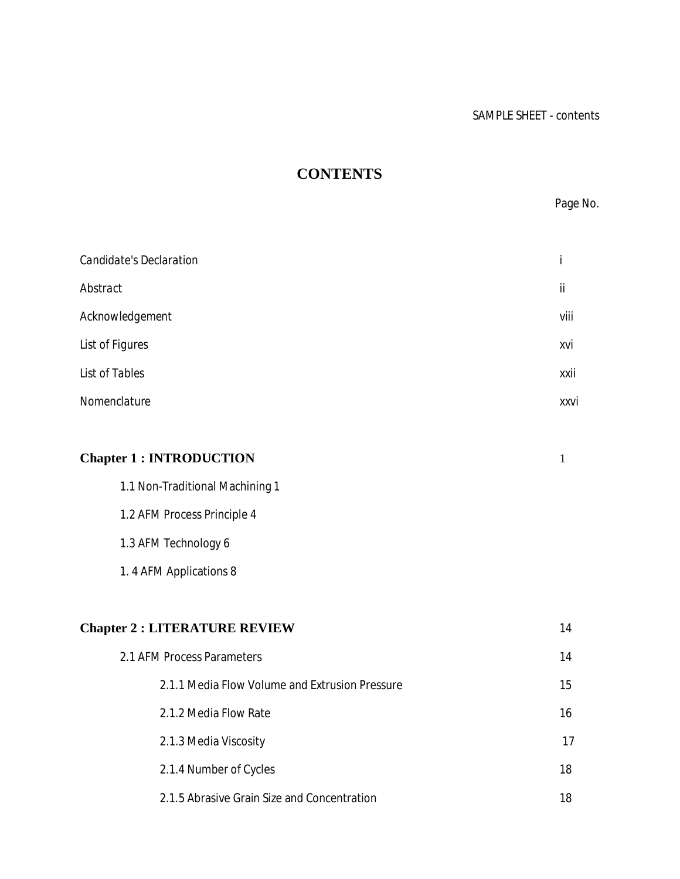SAMPLE SHEET - contents

# CONTENTS

| | Page No. |
|---|---|
| Candidate's Declaration | i |
| Abstract | ii |
| Acknowledgement | viii |
| List of Figures | xvi |
| List of Tables | xxii |
| Nomenclature | xxvi |
| **Chapter 1 : INTRODUCTION** | 1 |
| 1.1 Non-Traditional Machining 1 | |
| 1.2 AFM Process Principle 4 | |
| 1.3 AFM Technology 6 | |
| 1. 4 AFM Applications 8 | |
| **Chapter 2 : LITERATURE REVIEW** | 14 |
| 2.1 AFM Process Parameters | 14 |
| 2.1.1 Media Flow Volume and Extrusion Pressure | 15 |
| 2.1.2 Media Flow Rate | 16 |
| 2.1.3 Media Viscosity | 17 |
| 2.1.4 Number of Cycles | 18 |
| 2.1.5 Abrasive Grain Size and Concentration | 18 |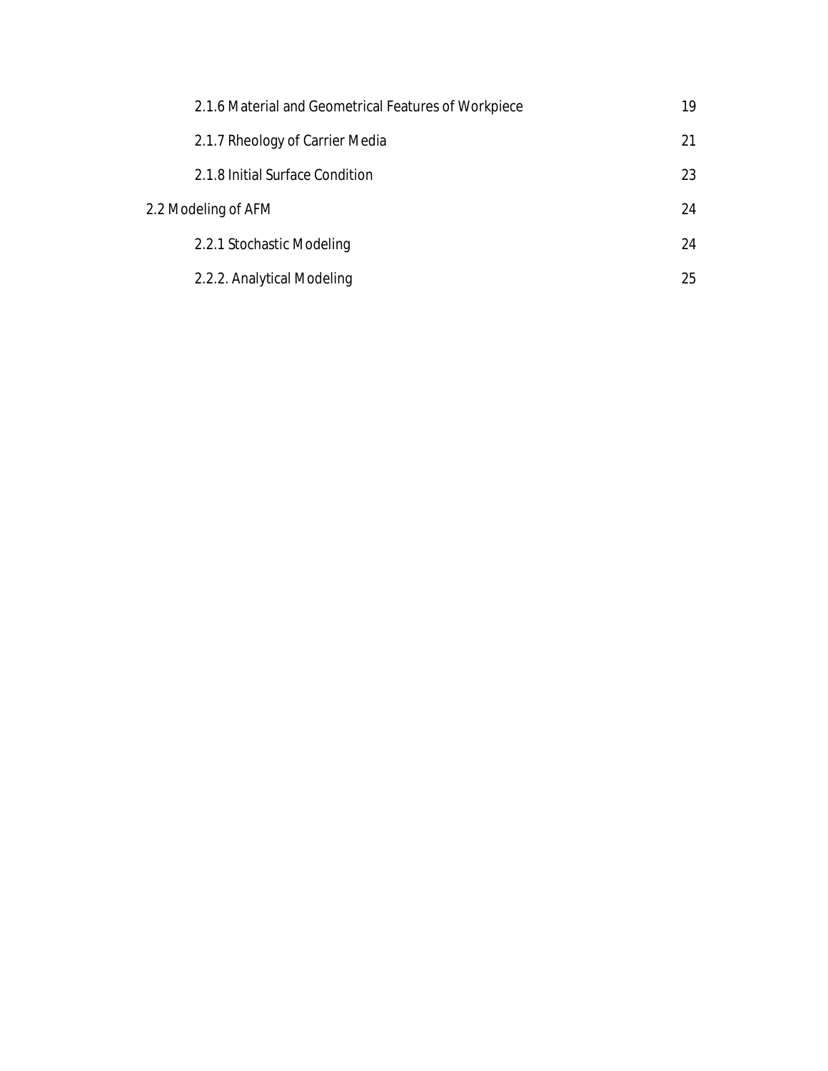2.1.6 Material and Geometrical Features of Workpiece 19

2.1.7 Rheology of Carrier Media 21

2.1.8 Initial Surface Condition 23

2.2 Modeling of AFM 24

2.2.1 Stochastic Modeling 24

2.2.2. Analytical Modeling 25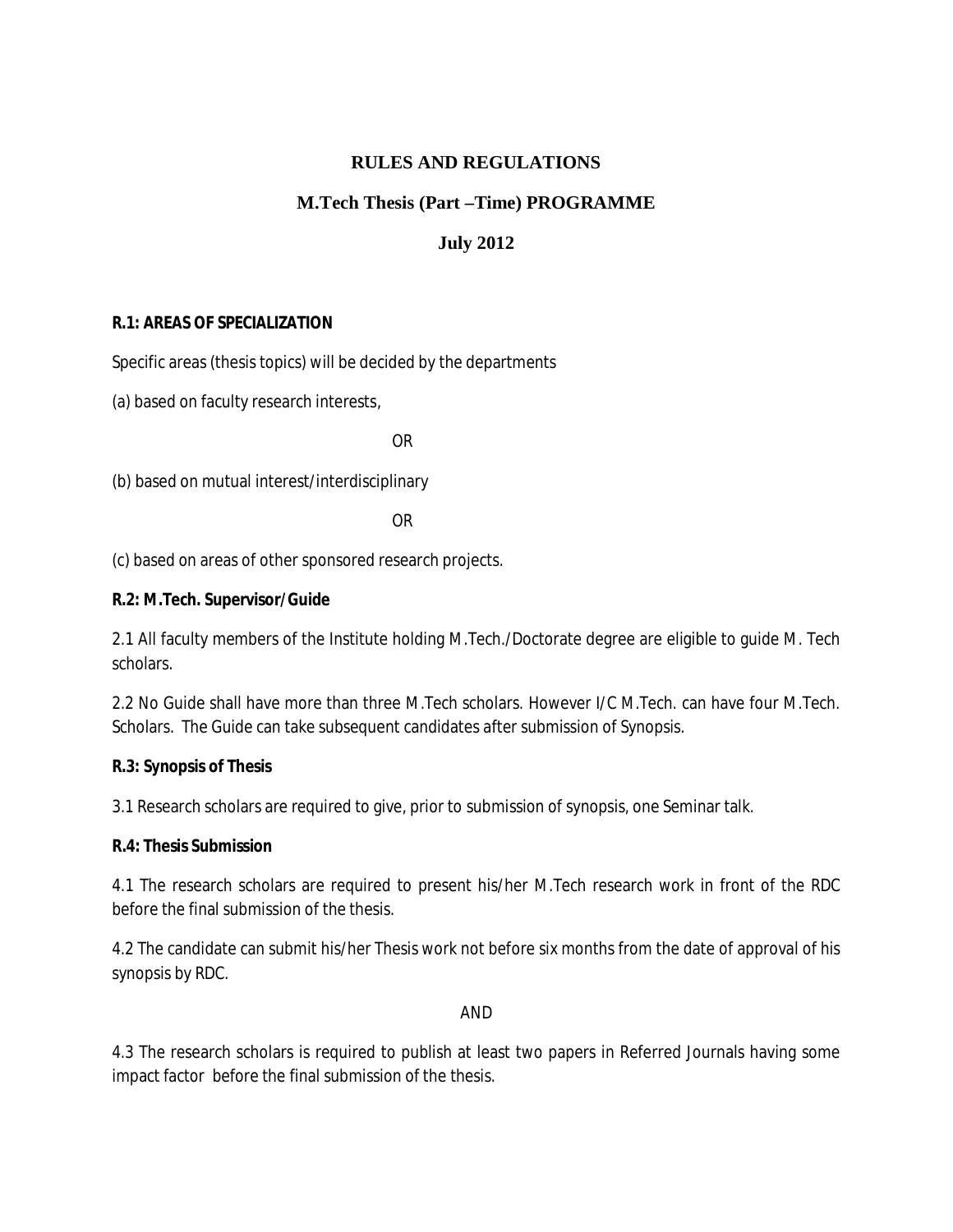# RULES AND REGULATIONS

## M.Tech Thesis (Part –Time) PROGRAMME

## July 2012

**R.1: AREAS OF SPECIALIZATION**

Specific areas (thesis topics) will be decided by the departments

(a) based on faculty research interests,

OR

(b) based on mutual interest/interdisciplinary

OR

(c) based on areas of other sponsored research projects.

**R.2: M.Tech. Supervisor/Guide**

2.1 All faculty members of the Institute holding M.Tech./Doctorate degree are eligible to guide M. Tech scholars.

2.2 No Guide shall have more than three M.Tech scholars. However I/C M.Tech. can have four M.Tech. Scholars. The Guide can take subsequent candidates after submission of Synopsis.

**R.3: Synopsis of Thesis**

3.1 Research scholars are required to give, prior to submission of synopsis, one Seminar talk.

**R.4: Thesis Submission**

4.1 The research scholars are required to present his/her M.Tech research work in front of the RDC before the final submission of the thesis.

4.2 The candidate can submit his/her Thesis work not before six months from the date of approval of his synopsis by RDC.

AND

4.3 The research scholars is required to publish at least two papers in Referred Journals having some impact factor before the final submission of the thesis.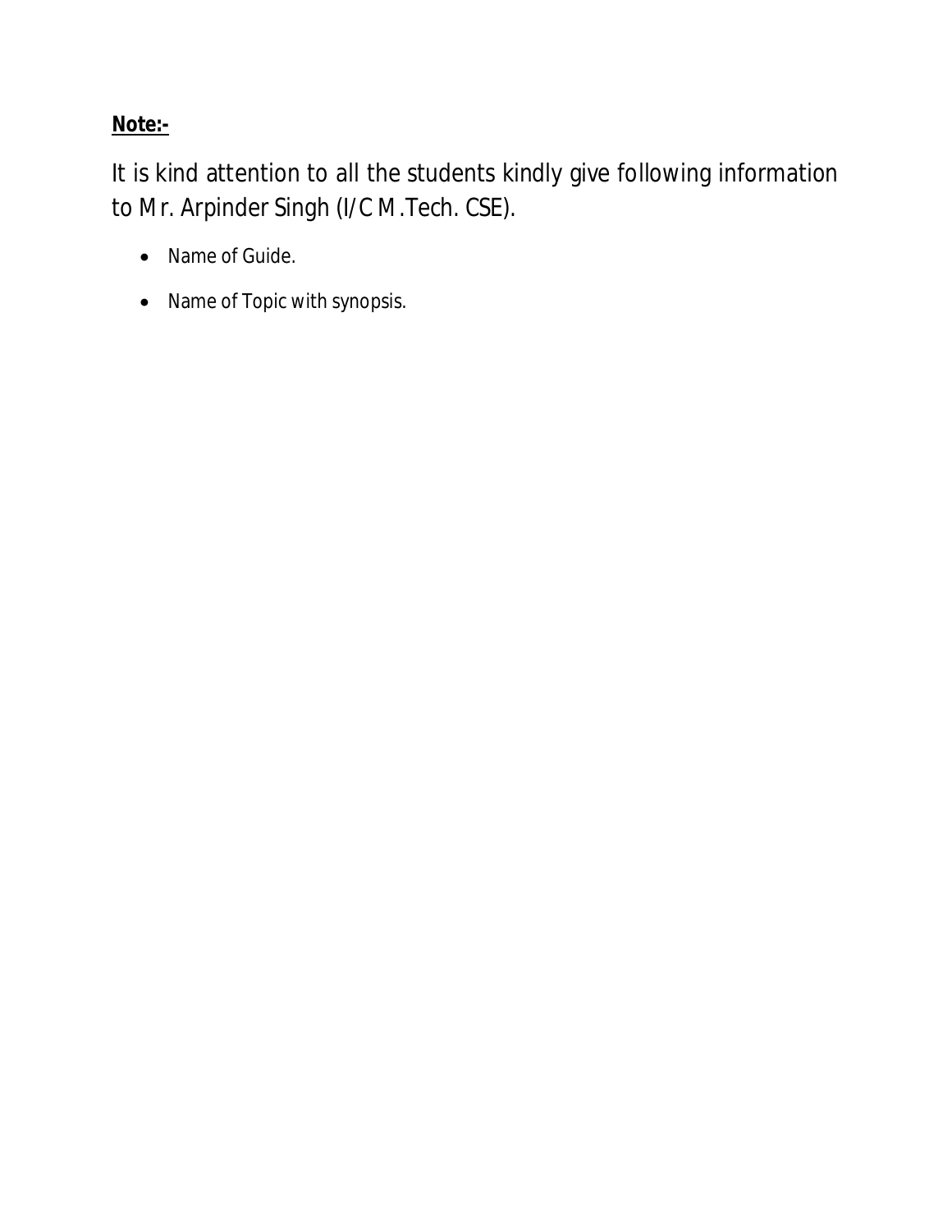**Note:-**

It is kind attention to all the students kindly give following information to Mr. Arpinder Singh (I/C M.Tech. CSE).

- Name of Guide.
- Name of Topic with synopsis.